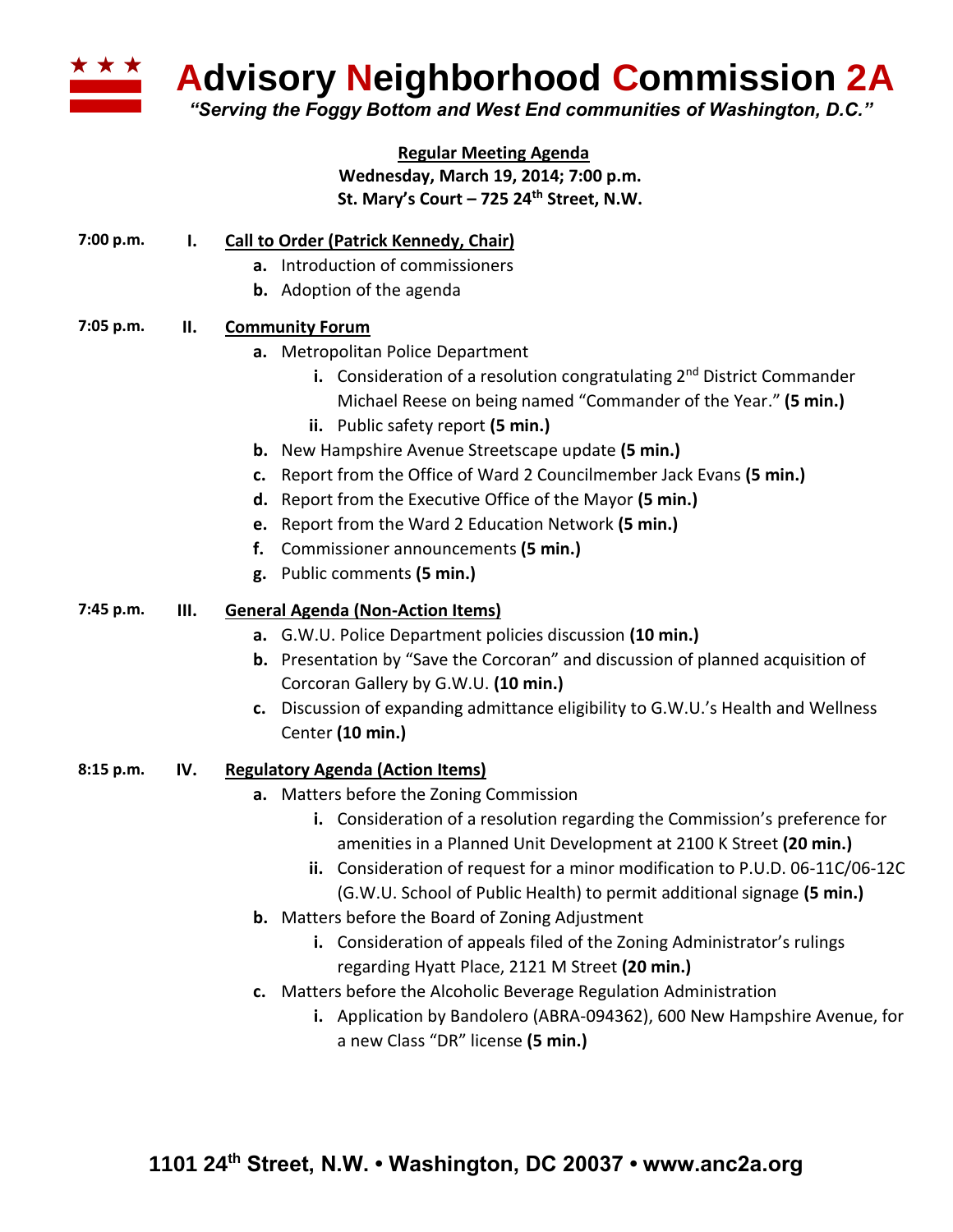# Advisory Neighborhood Commission 2A

*"Serving the Foggy Bottom and West End communities of Washington, D.C."*

**Regular Meeting Agenda**
**Wednesday, March 19, 2014; 7:00 p.m.**
**St. Mary's Court – 725 24th Street, N.W.**

**7:00 p.m.** **I. Call to Order (Patrick Kennedy, Chair)**

- **a.** Introduction of commissioners
- **b.** Adoption of the agenda

**7:05 p.m.** **II. Community Forum**

- **a.** Metropolitan Police Department
  - **i.** Consideration of a resolution congratulating 2nd District Commander Michael Reese on being named "Commander of the Year." **(5 min.)**
  - **ii.** Public safety report **(5 min.)**
- **b.** New Hampshire Avenue Streetscape update **(5 min.)**
- **c.** Report from the Office of Ward 2 Councilmember Jack Evans **(5 min.)**
- **d.** Report from the Executive Office of the Mayor **(5 min.)**
- **e.** Report from the Ward 2 Education Network **(5 min.)**
- **f.** Commissioner announcements **(5 min.)**
- **g.** Public comments **(5 min.)**

**7:45 p.m.** **III. General Agenda (Non-Action Items)**

- **a.** G.W.U. Police Department policies discussion **(10 min.)**
- **b.** Presentation by "Save the Corcoran" and discussion of planned acquisition of Corcoran Gallery by G.W.U. **(10 min.)**
- **c.** Discussion of expanding admittance eligibility to G.W.U.'s Health and Wellness Center **(10 min.)**

**8:15 p.m.** **IV. Regulatory Agenda (Action Items)**

- **a.** Matters before the Zoning Commission
  - **i.** Consideration of a resolution regarding the Commission's preference for amenities in a Planned Unit Development at 2100 K Street **(20 min.)**
  - **ii.** Consideration of request for a minor modification to P.U.D. 06-11C/06-12C (G.W.U. School of Public Health) to permit additional signage **(5 min.)**
- **b.** Matters before the Board of Zoning Adjustment
  - **i.** Consideration of appeals filed of the Zoning Administrator's rulings regarding Hyatt Place, 2121 M Street **(20 min.)**
- **c.** Matters before the Alcoholic Beverage Regulation Administration
  - **i.** Application by Bandolero (ABRA-094362), 600 New Hampshire Avenue, for a new Class "DR" license **(5 min.)**

**1101 24th Street, N.W. • Washington, DC 20037 • www.anc2a.org**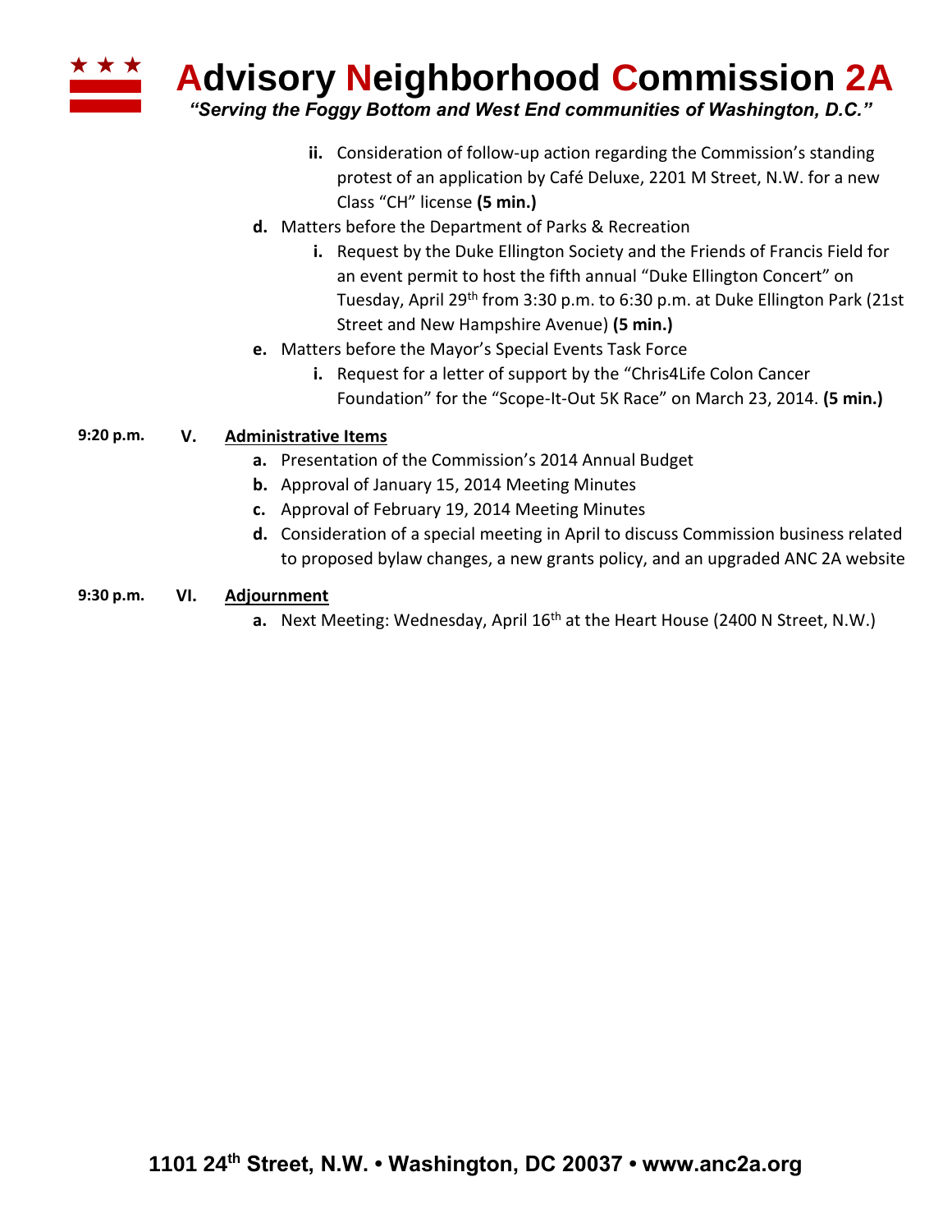ii. Consideration of follow-up action regarding the Commission's standing protest of an application by Café Deluxe, 2201 M Street, N.W. for a new Class "CH" license **(5 min.)**

d. Matters before the Department of Parks & Recreation

i. Request by the Duke Ellington Society and the Friends of Francis Field for an event permit to host the fifth annual "Duke Ellington Concert" on Tuesday, April 29th from 3:30 p.m. to 6:30 p.m. at Duke Ellington Park (21st Street and New Hampshire Avenue) **(5 min.)**

e. Matters before the Mayor's Special Events Task Force

i. Request for a letter of support by the "Chris4Life Colon Cancer Foundation" for the "Scope-It-Out 5K Race" on March 23, 2014. **(5 min.)**

**9:20 p.m.** **V. Administrative Items**

a. Presentation of the Commission's 2014 Annual Budget
b. Approval of January 15, 2014 Meeting Minutes
c. Approval of February 19, 2014 Meeting Minutes
d. Consideration of a special meeting in April to discuss Commission business related to proposed bylaw changes, a new grants policy, and an upgraded ANC 2A website

**9:30 p.m.** **VI. Adjournment**

a. Next Meeting: Wednesday, April 16th at the Heart House (2400 N Street, N.W.)